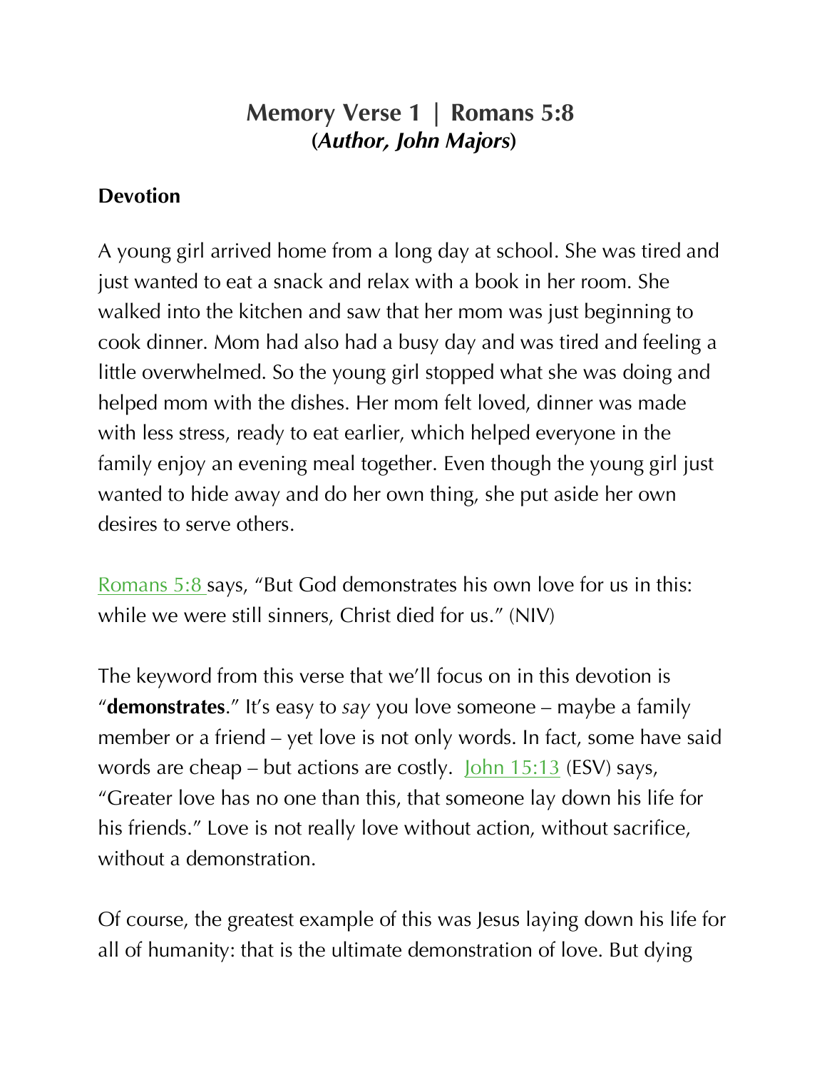# Memory Verse 1 | Romans 5:8
## (*Author, John Majors*)

**Devotion**

A young girl arrived home from a long day at school. She was tired and just wanted to eat a snack and relax with a book in her room. She walked into the kitchen and saw that her mom was just beginning to cook dinner. Mom had also had a busy day and was tired and feeling a little overwhelmed. So the young girl stopped what she was doing and helped mom with the dishes. Her mom felt loved, dinner was made with less stress, ready to eat earlier, which helped everyone in the family enjoy an evening meal together. Even though the young girl just wanted to hide away and do her own thing, she put aside her own desires to serve others.

Romans 5:8 says, "But God demonstrates his own love for us in this: while we were still sinners, Christ died for us." (NIV)

The keyword from this verse that we'll focus on in this devotion is "**demonstrates**." It's easy to *say* you love someone – maybe a family member or a friend – yet love is not only words. In fact, some have said words are cheap – but actions are costly. John 15:13 (ESV) says, "Greater love has no one than this, that someone lay down his life for his friends." Love is not really love without action, without sacrifice, without a demonstration.

Of course, the greatest example of this was Jesus laying down his life for all of humanity: that is the ultimate demonstration of love. But dying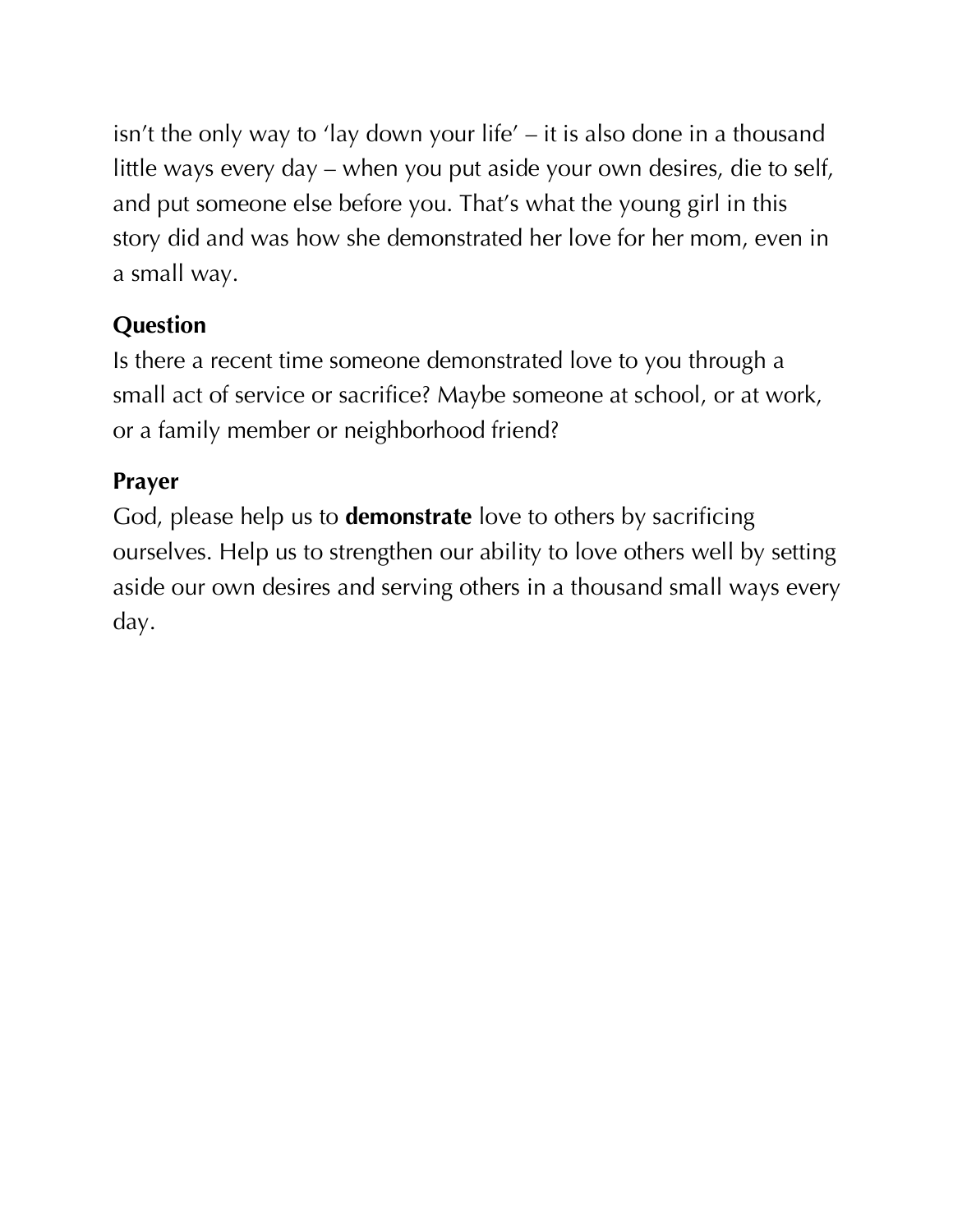isn't the only way to 'lay down your life' – it is also done in a thousand little ways every day – when you put aside your own desires, die to self, and put someone else before you. That's what the young girl in this story did and was how she demonstrated her love for her mom, even in a small way.

**Question**

Is there a recent time someone demonstrated love to you through a small act of service or sacrifice? Maybe someone at school, or at work, or a family member or neighborhood friend?

**Prayer**

God, please help us to **demonstrate** love to others by sacrificing ourselves. Help us to strengthen our ability to love others well by setting aside our own desires and serving others in a thousand small ways every day.